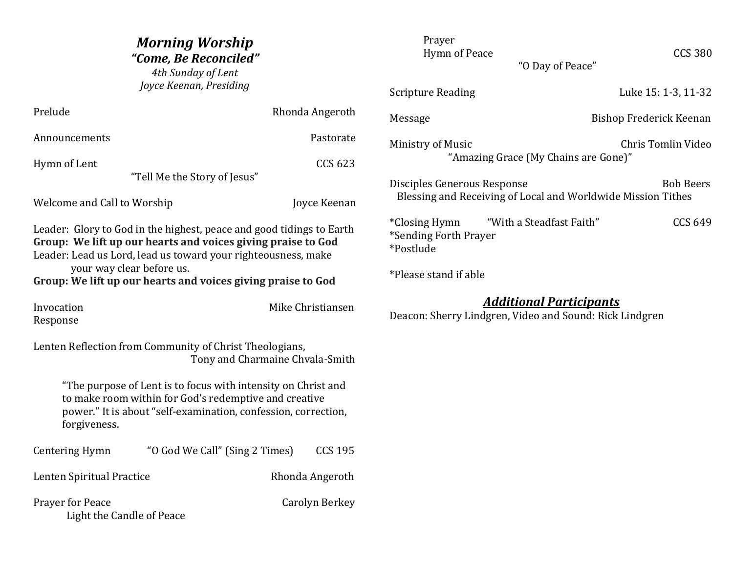# *Morning Worship*

## *"Come, Be Reconciled"*

*4th Sunday of Lent*
*Joyce Keenan, Presiding*

Prelude — Rhonda Angeroth

Announcements — Pastorate

Hymn of Lent — CCS 623
"Tell Me the Story of Jesus"

Welcome and Call to Worship — Joyce Keenan

Leader: Glory to God in the highest, peace and good tidings to Earth
**Group: We lift up our hearts and voices giving praise to God**
Leader: Lead us Lord, lead us toward your righteousness, make your way clear before us.
**Group: We lift up our hearts and voices giving praise to God**

Invocation — Mike Christiansen
Response

Lenten Reflection from Community of Christ Theologians, Tony and Charmaine Chvala-Smith

> "The purpose of Lent is to focus with intensity on Christ and to make room within for God's redemptive and creative power." It is about "self-examination, confession, correction, forgiveness.

Centering Hymn — "O God We Call" (Sing 2 Times) — CCS 195

Lenten Spiritual Practice — Rhonda Angeroth

Prayer for Peace — Carolyn Berkey
Light the Candle of Peace
Prayer
Hymn of Peace — CCS 380
"O Day of Peace"

Scripture Reading — Luke 15: 1-3, 11-32

Message — Bishop Frederick Keenan

Ministry of Music — Chris Tomlin Video
"Amazing Grace (My Chains are Gone)"

Disciples Generous Response — Bob Beers
Blessing and Receiving of Local and Worldwide Mission Tithes

*Closing Hymn — "With a Steadfast Faith" — CCS 649
*Sending Forth Prayer
*Postlude

*Please stand if able

## ***Additional Participants***

Deacon: Sherry Lindgren, Video and Sound: Rick Lindgren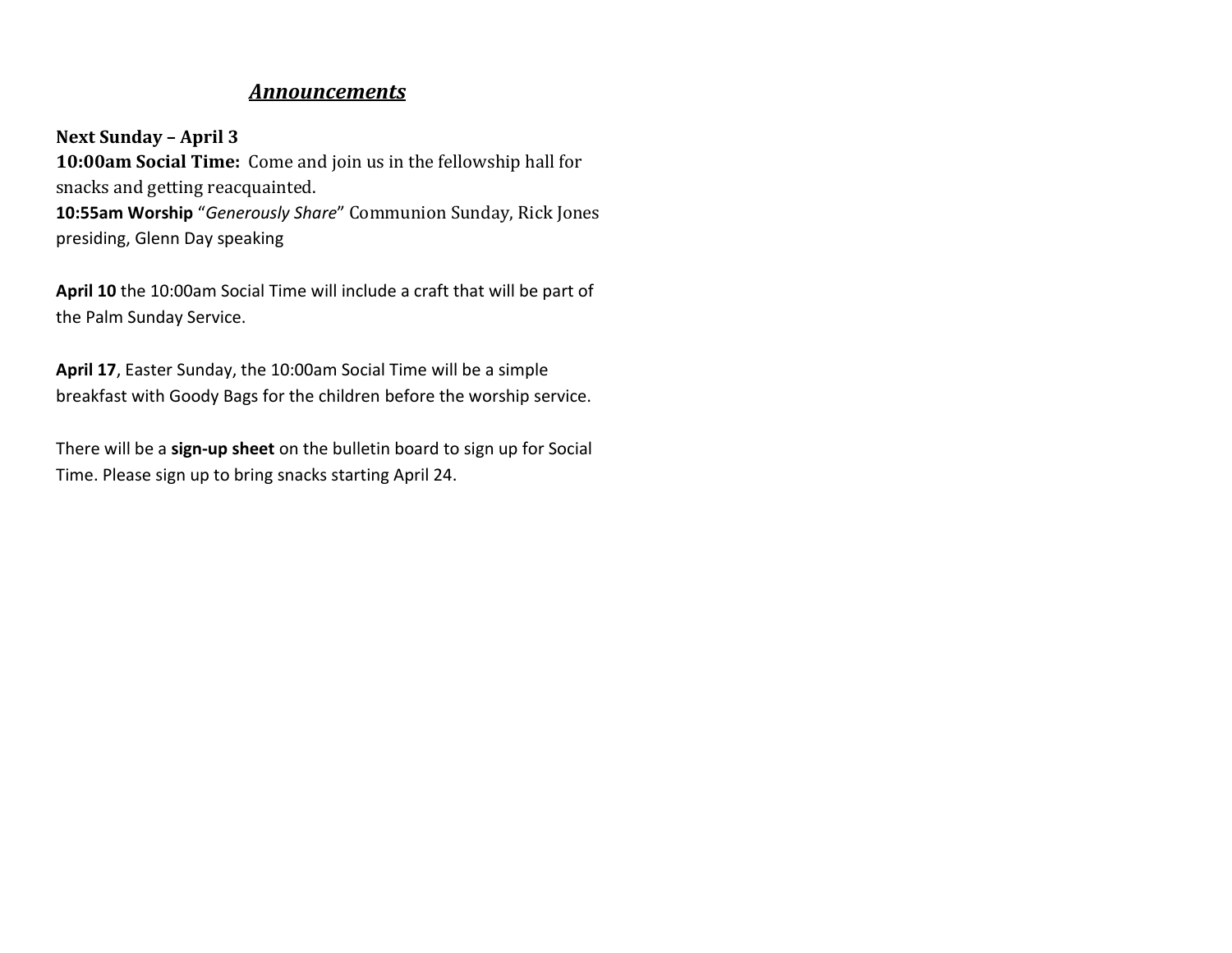## ***Announcements***

**Next Sunday – April 3**
**10:00am Social Time:** Come and join us in the fellowship hall for snacks and getting reacquainted.
**10:55am Worship** "*Generously Share*" Communion Sunday, Rick Jones presiding, Glenn Day speaking

**April 10** the 10:00am Social Time will include a craft that will be part of the Palm Sunday Service.

**April 17**, Easter Sunday, the 10:00am Social Time will be a simple breakfast with Goody Bags for the children before the worship service.

There will be a **sign-up sheet** on the bulletin board to sign up for Social Time. Please sign up to bring snacks starting April 24.